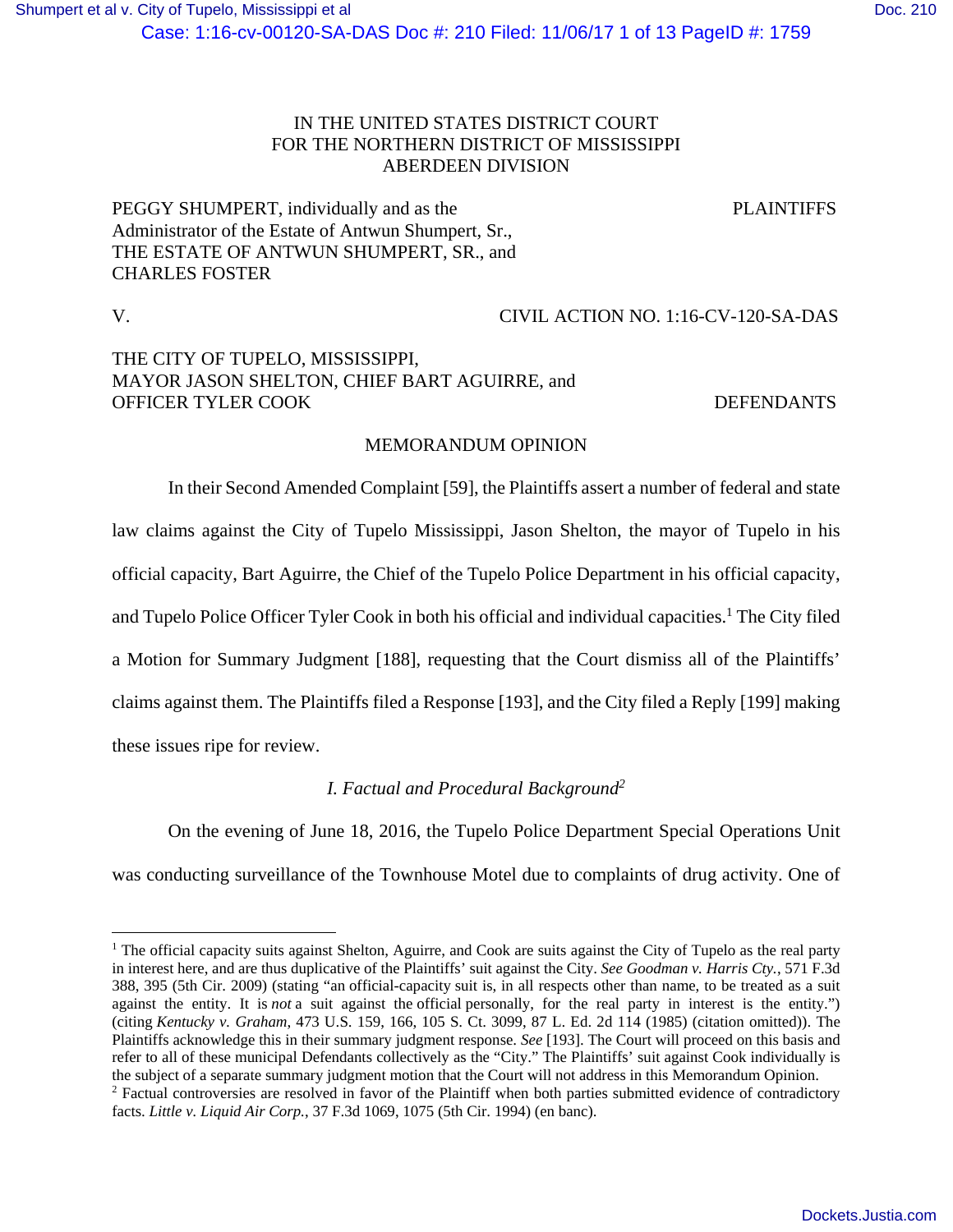IN THE UNITED STATES DISTRICT COURT
FOR THE NORTHERN DISTRICT OF MISSISSIPPI
ABERDEEN DIVISION

PEGGY SHUMPERT, individually and as the Administrator of the Estate of Antwun Shumpert, Sr., THE ESTATE OF ANTWUN SHUMPERT, SR., and CHARLES FOSTER — PLAINTIFFS

V. — CIVIL ACTION NO. 1:16-CV-120-SA-DAS

THE CITY OF TUPELO, MISSISSIPPI, MAYOR JASON SHELTON, CHIEF BART AGUIRRE, and OFFICER TYLER COOK — DEFENDANTS

## MEMORANDUM OPINION

In their Second Amended Complaint [59], the Plaintiffs assert a number of federal and state law claims against the City of Tupelo Mississippi, Jason Shelton, the mayor of Tupelo in his official capacity, Bart Aguirre, the Chief of the Tupelo Police Department in his official capacity, and Tupelo Police Officer Tyler Cook in both his official and individual capacities.[1] The City filed a Motion for Summary Judgment [188], requesting that the Court dismiss all of the Plaintiffs' claims against them. The Plaintiffs filed a Response [193], and the City filed a Reply [199] making these issues ripe for review.

### *I. Factual and Procedural Background*[2]

On the evening of June 18, 2016, the Tupelo Police Department Special Operations Unit was conducting surveillance of the Townhouse Motel due to complaints of drug activity. One of

---

[1] The official capacity suits against Shelton, Aguirre, and Cook are suits against the City of Tupelo as the real party in interest here, and are thus duplicative of the Plaintiffs' suit against the City. *See Goodman v. Harris Cty.*, 571 F.3d 388, 395 (5th Cir. 2009) (stating "an official-capacity suit is, in all respects other than name, to be treated as a suit against the entity. It is *not* a suit against the official personally, for the real party in interest is the entity.") (citing *Kentucky v. Graham*, 473 U.S. 159, 166, 105 S. Ct. 3099, 87 L. Ed. 2d 114 (1985) (citation omitted)). The Plaintiffs acknowledge this in their summary judgment response. *See* [193]. The Court will proceed on this basis and refer to all of these municipal Defendants collectively as the "City." The Plaintiffs' suit against Cook individually is the subject of a separate summary judgment motion that the Court will not address in this Memorandum Opinion.

[2] Factual controversies are resolved in favor of the Plaintiff when both parties submitted evidence of contradictory facts. *Little v. Liquid Air Corp.*, 37 F.3d 1069, 1075 (5th Cir. 1994) (en banc).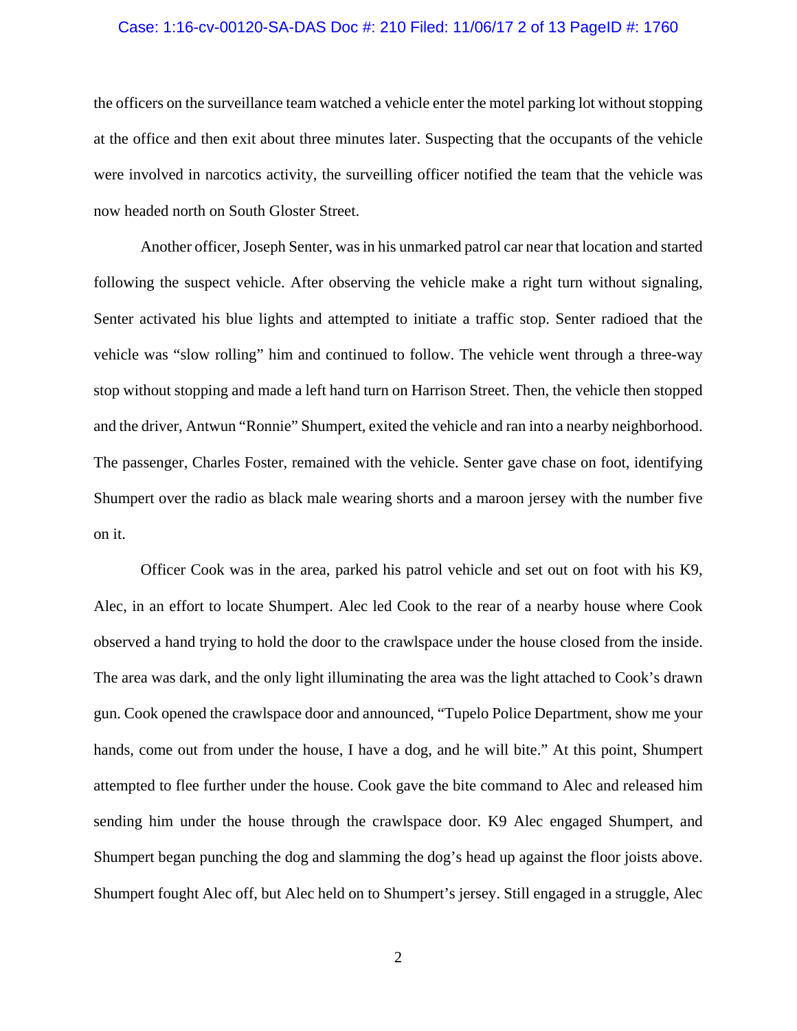the officers on the surveillance team watched a vehicle enter the motel parking lot without stopping at the office and then exit about three minutes later. Suspecting that the occupants of the vehicle were involved in narcotics activity, the surveilling officer notified the team that the vehicle was now headed north on South Gloster Street.

Another officer, Joseph Senter, was in his unmarked patrol car near that location and started following the suspect vehicle. After observing the vehicle make a right turn without signaling, Senter activated his blue lights and attempted to initiate a traffic stop. Senter radioed that the vehicle was "slow rolling" him and continued to follow. The vehicle went through a three-way stop without stopping and made a left hand turn on Harrison Street. Then, the vehicle then stopped and the driver, Antwun "Ronnie" Shumpert, exited the vehicle and ran into a nearby neighborhood. The passenger, Charles Foster, remained with the vehicle. Senter gave chase on foot, identifying Shumpert over the radio as black male wearing shorts and a maroon jersey with the number five on it.

Officer Cook was in the area, parked his patrol vehicle and set out on foot with his K9, Alec, in an effort to locate Shumpert. Alec led Cook to the rear of a nearby house where Cook observed a hand trying to hold the door to the crawlspace under the house closed from the inside. The area was dark, and the only light illuminating the area was the light attached to Cook's drawn gun. Cook opened the crawlspace door and announced, "Tupelo Police Department, show me your hands, come out from under the house, I have a dog, and he will bite." At this point, Shumpert attempted to flee further under the house. Cook gave the bite command to Alec and released him sending him under the house through the crawlspace door. K9 Alec engaged Shumpert, and Shumpert began punching the dog and slamming the dog's head up against the floor joists above. Shumpert fought Alec off, but Alec held on to Shumpert's jersey. Still engaged in a struggle, Alec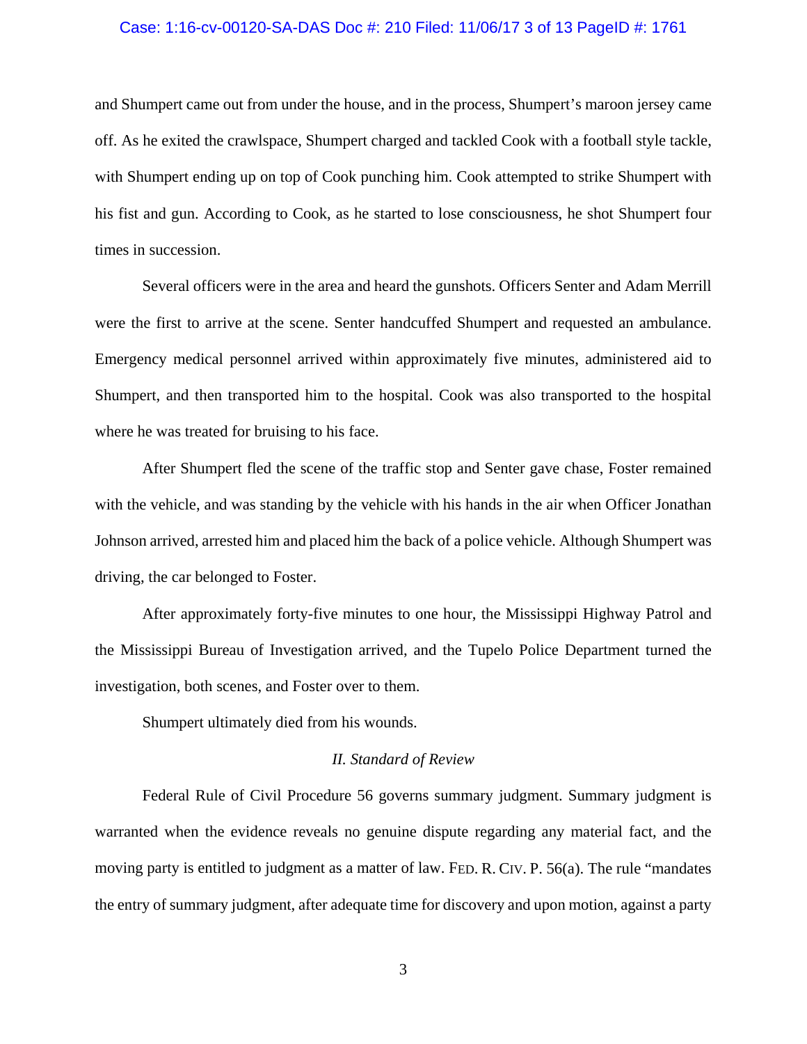and Shumpert came out from under the house, and in the process, Shumpert's maroon jersey came off. As he exited the crawlspace, Shumpert charged and tackled Cook with a football style tackle, with Shumpert ending up on top of Cook punching him. Cook attempted to strike Shumpert with his fist and gun. According to Cook, as he started to lose consciousness, he shot Shumpert four times in succession.

Several officers were in the area and heard the gunshots. Officers Senter and Adam Merrill were the first to arrive at the scene. Senter handcuffed Shumpert and requested an ambulance. Emergency medical personnel arrived within approximately five minutes, administered aid to Shumpert, and then transported him to the hospital. Cook was also transported to the hospital where he was treated for bruising to his face.

After Shumpert fled the scene of the traffic stop and Senter gave chase, Foster remained with the vehicle, and was standing by the vehicle with his hands in the air when Officer Jonathan Johnson arrived, arrested him and placed him the back of a police vehicle. Although Shumpert was driving, the car belonged to Foster.

After approximately forty-five minutes to one hour, the Mississippi Highway Patrol and the Mississippi Bureau of Investigation arrived, and the Tupelo Police Department turned the investigation, both scenes, and Foster over to them.

Shumpert ultimately died from his wounds.

## *II. Standard of Review*

Federal Rule of Civil Procedure 56 governs summary judgment. Summary judgment is warranted when the evidence reveals no genuine dispute regarding any material fact, and the moving party is entitled to judgment as a matter of law. FED. R. CIV. P. 56(a). The rule "mandates the entry of summary judgment, after adequate time for discovery and upon motion, against a party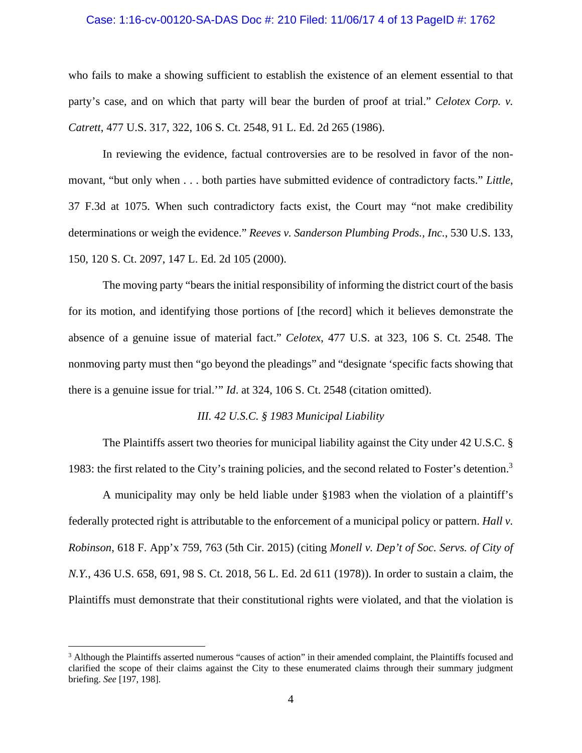who fails to make a showing sufficient to establish the existence of an element essential to that party's case, and on which that party will bear the burden of proof at trial." *Celotex Corp. v. Catrett*, 477 U.S. 317, 322, 106 S. Ct. 2548, 91 L. Ed. 2d 265 (1986).

In reviewing the evidence, factual controversies are to be resolved in favor of the non-movant, "but only when . . . both parties have submitted evidence of contradictory facts." *Little*, 37 F.3d at 1075. When such contradictory facts exist, the Court may "not make credibility determinations or weigh the evidence." *Reeves v. Sanderson Plumbing Prods., Inc.*, 530 U.S. 133, 150, 120 S. Ct. 2097, 147 L. Ed. 2d 105 (2000).

The moving party "bears the initial responsibility of informing the district court of the basis for its motion, and identifying those portions of [the record] which it believes demonstrate the absence of a genuine issue of material fact." *Celotex*, 477 U.S. at 323, 106 S. Ct. 2548. The nonmoving party must then "go beyond the pleadings" and "designate 'specific facts showing that there is a genuine issue for trial.'" *Id*. at 324, 106 S. Ct. 2548 (citation omitted).

### *III. 42 U.S.C. § 1983 Municipal Liability*

The Plaintiffs assert two theories for municipal liability against the City under 42 U.S.C. § 1983: the first related to the City's training policies, and the second related to Foster's detention.[3]

A municipality may only be held liable under §1983 when the violation of a plaintiff's federally protected right is attributable to the enforcement of a municipal policy or pattern. *Hall v. Robinson*, 618 F. App'x 759, 763 (5th Cir. 2015) (citing *Monell v. Dep't of Soc. Servs. of City of N.Y.*, 436 U.S. 658, 691, 98 S. Ct. 2018, 56 L. Ed. 2d 611 (1978)). In order to sustain a claim, the Plaintiffs must demonstrate that their constitutional rights were violated, and that the violation is

[3] Although the Plaintiffs asserted numerous "causes of action" in their amended complaint, the Plaintiffs focused and clarified the scope of their claims against the City to these enumerated claims through their summary judgment briefing. *See* [197, 198].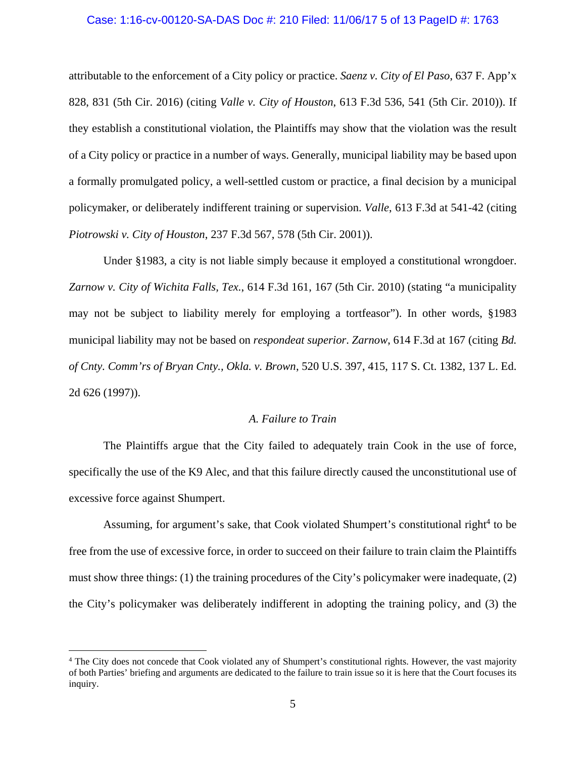attributable to the enforcement of a City policy or practice. *Saenz v. City of El Paso*, 637 F. App'x 828, 831 (5th Cir. 2016) (citing *Valle v. City of Houston*, 613 F.3d 536, 541 (5th Cir. 2010)). If they establish a constitutional violation, the Plaintiffs may show that the violation was the result of a City policy or practice in a number of ways. Generally, municipal liability may be based upon a formally promulgated policy, a well-settled custom or practice, a final decision by a municipal policymaker, or deliberately indifferent training or supervision. *Valle*, 613 F.3d at 541-42 (citing *Piotrowski v. City of Houston*, 237 F.3d 567, 578 (5th Cir. 2001)).

Under §1983, a city is not liable simply because it employed a constitutional wrongdoer. *Zarnow v. City of Wichita Falls, Tex.*, 614 F.3d 161, 167 (5th Cir. 2010) (stating "a municipality may not be subject to liability merely for employing a tortfeasor"). In other words, §1983 municipal liability may not be based on *respondeat superior*. *Zarnow*, 614 F.3d at 167 (citing *Bd. of Cnty. Comm'rs of Bryan Cnty., Okla. v. Brown*, 520 U.S. 397, 415, 117 S. Ct. 1382, 137 L. Ed. 2d 626 (1997)).

### *A. Failure to Train*

The Plaintiffs argue that the City failed to adequately train Cook in the use of force, specifically the use of the K9 Alec, and that this failure directly caused the unconstitutional use of excessive force against Shumpert.

Assuming, for argument's sake, that Cook violated Shumpert's constitutional right[4] to be free from the use of excessive force, in order to succeed on their failure to train claim the Plaintiffs must show three things: (1) the training procedures of the City's policymaker were inadequate, (2) the City's policymaker was deliberately indifferent in adopting the training policy, and (3) the

---

[4] The City does not concede that Cook violated any of Shumpert's constitutional rights. However, the vast majority of both Parties' briefing and arguments are dedicated to the failure to train issue so it is here that the Court focuses its inquiry.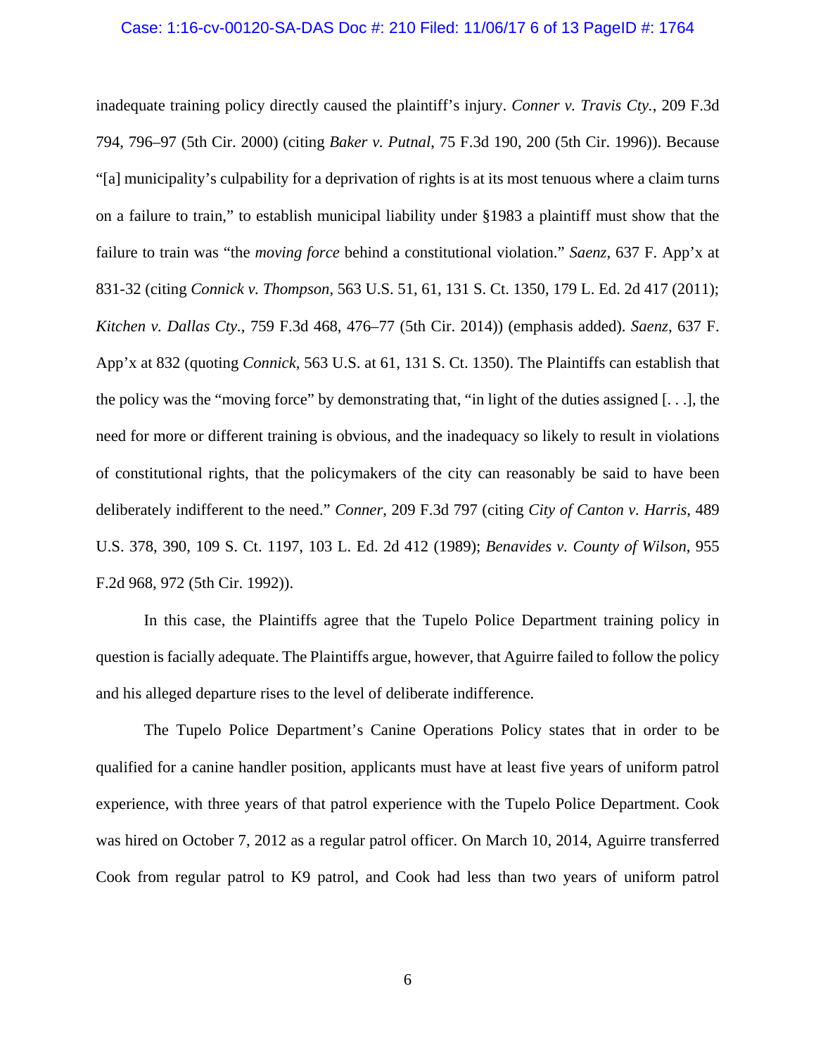inadequate training policy directly caused the plaintiff's injury. *Conner v. Travis Cty.*, 209 F.3d 794, 796–97 (5th Cir. 2000) (citing *Baker v. Putnal*, 75 F.3d 190, 200 (5th Cir. 1996)). Because "[a] municipality's culpability for a deprivation of rights is at its most tenuous where a claim turns on a failure to train," to establish municipal liability under §1983 a plaintiff must show that the failure to train was "the *moving force* behind a constitutional violation." *Saenz*, 637 F. App'x at 831-32 (citing *Connick v. Thompson*, 563 U.S. 51, 61, 131 S. Ct. 1350, 179 L. Ed. 2d 417 (2011); *Kitchen v. Dallas Cty.*, 759 F.3d 468, 476–77 (5th Cir. 2014)) (emphasis added). *Saenz*, 637 F. App'x at 832 (quoting *Connick*, 563 U.S. at 61, 131 S. Ct. 1350). The Plaintiffs can establish that the policy was the "moving force" by demonstrating that, "in light of the duties assigned [. . .], the need for more or different training is obvious, and the inadequacy so likely to result in violations of constitutional rights, that the policymakers of the city can reasonably be said to have been deliberately indifferent to the need." *Conner*, 209 F.3d 797 (citing *City of Canton v. Harris*, 489 U.S. 378, 390, 109 S. Ct. 1197, 103 L. Ed. 2d 412 (1989); *Benavides v. County of Wilson*, 955 F.2d 968, 972 (5th Cir. 1992)).

In this case, the Plaintiffs agree that the Tupelo Police Department training policy in question is facially adequate. The Plaintiffs argue, however, that Aguirre failed to follow the policy and his alleged departure rises to the level of deliberate indifference.

The Tupelo Police Department's Canine Operations Policy states that in order to be qualified for a canine handler position, applicants must have at least five years of uniform patrol experience, with three years of that patrol experience with the Tupelo Police Department. Cook was hired on October 7, 2012 as a regular patrol officer. On March 10, 2014, Aguirre transferred Cook from regular patrol to K9 patrol, and Cook had less than two years of uniform patrol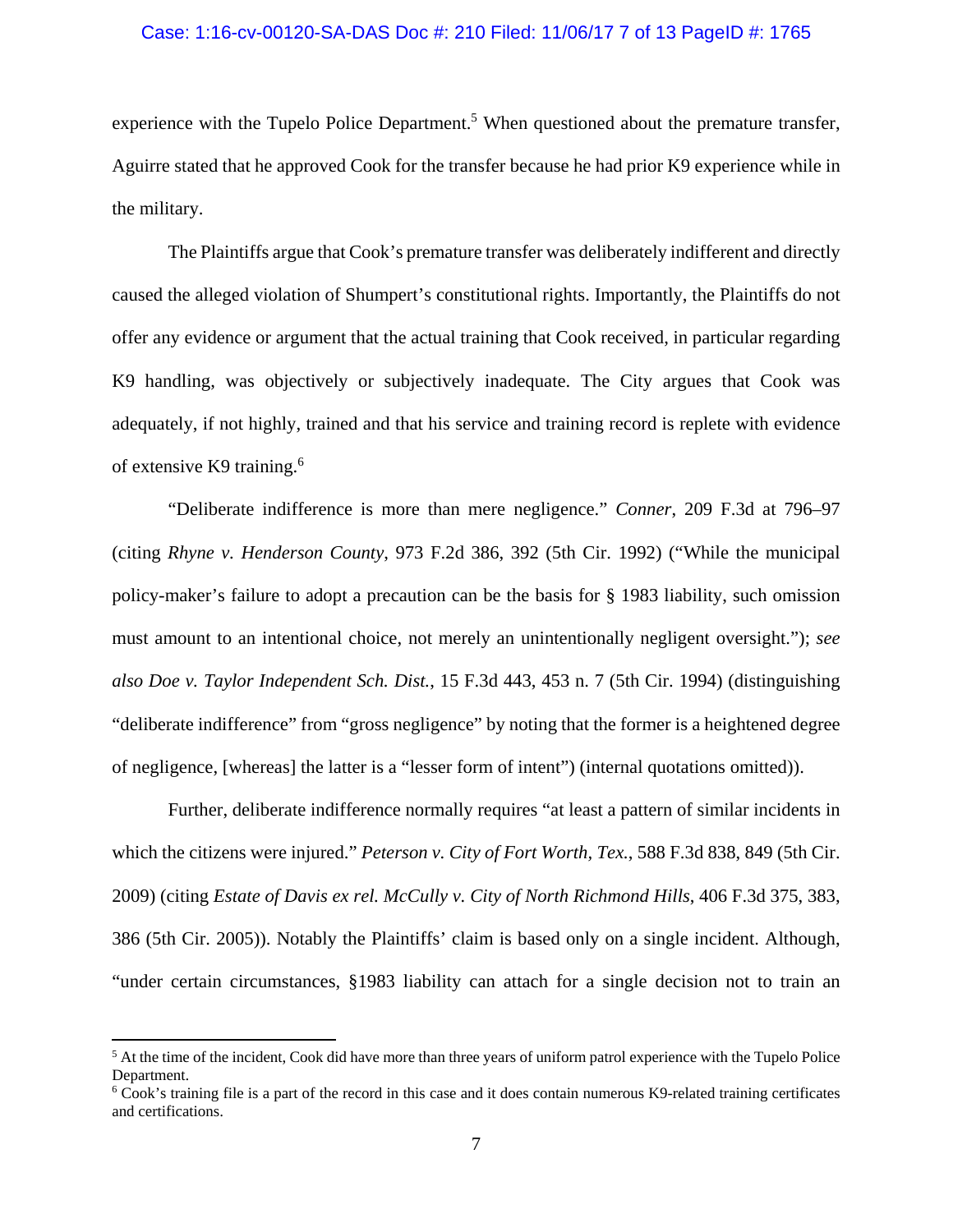experience with the Tupelo Police Department.[5] When questioned about the premature transfer, Aguirre stated that he approved Cook for the transfer because he had prior K9 experience while in the military.

The Plaintiffs argue that Cook's premature transfer was deliberately indifferent and directly caused the alleged violation of Shumpert's constitutional rights. Importantly, the Plaintiffs do not offer any evidence or argument that the actual training that Cook received, in particular regarding K9 handling, was objectively or subjectively inadequate. The City argues that Cook was adequately, if not highly, trained and that his service and training record is replete with evidence of extensive K9 training.[6]

"Deliberate indifference is more than mere negligence." *Conner*, 209 F.3d at 796–97 (citing *Rhyne v. Henderson County*, 973 F.2d 386, 392 (5th Cir. 1992) ("While the municipal policy-maker's failure to adopt a precaution can be the basis for § 1983 liability, such omission must amount to an intentional choice, not merely an unintentionally negligent oversight."); *see also Doe v. Taylor Independent Sch. Dist.*, 15 F.3d 443, 453 n. 7 (5th Cir. 1994) (distinguishing "deliberate indifference" from "gross negligence" by noting that the former is a heightened degree of negligence, [whereas] the latter is a "lesser form of intent") (internal quotations omitted)).

Further, deliberate indifference normally requires "at least a pattern of similar incidents in which the citizens were injured." *Peterson v. City of Fort Worth, Tex.*, 588 F.3d 838, 849 (5th Cir. 2009) (citing *Estate of Davis ex rel. McCully v. City of North Richmond Hills*, 406 F.3d 375, 383, 386 (5th Cir. 2005)). Notably the Plaintiffs' claim is based only on a single incident. Although, "under certain circumstances, §1983 liability can attach for a single decision not to train an

---

[5] At the time of the incident, Cook did have more than three years of uniform patrol experience with the Tupelo Police Department.

[6] Cook's training file is a part of the record in this case and it does contain numerous K9-related training certificates and certifications.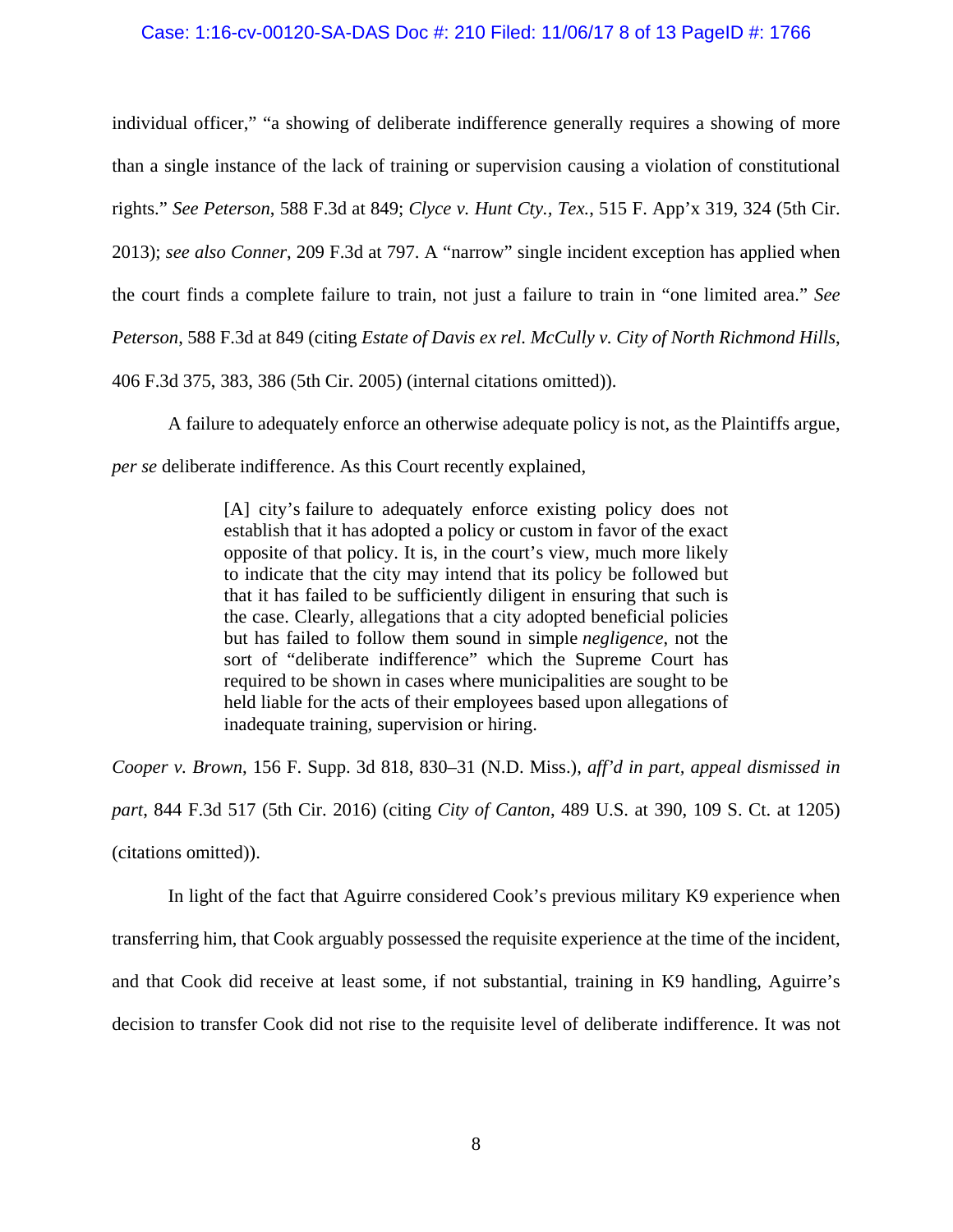individual officer," "a showing of deliberate indifference generally requires a showing of more than a single instance of the lack of training or supervision causing a violation of constitutional rights." *See Peterson*, 588 F.3d at 849; *Clyce v. Hunt Cty., Tex.*, 515 F. App'x 319, 324 (5th Cir. 2013); *see also Conner*, 209 F.3d at 797. A "narrow" single incident exception has applied when the court finds a complete failure to train, not just a failure to train in "one limited area." *See Peterson*, 588 F.3d at 849 (citing *Estate of Davis ex rel. McCully v. City of North Richmond Hills*, 406 F.3d 375, 383, 386 (5th Cir. 2005) (internal citations omitted)).

A failure to adequately enforce an otherwise adequate policy is not, as the Plaintiffs argue, *per se* deliberate indifference. As this Court recently explained,

> [A] city's failure to adequately enforce existing policy does not establish that it has adopted a policy or custom in favor of the exact opposite of that policy. It is, in the court's view, much more likely to indicate that the city may intend that its policy be followed but that it has failed to be sufficiently diligent in ensuring that such is the case. Clearly, allegations that a city adopted beneficial policies but has failed to follow them sound in simple *negligence*, not the sort of "deliberate indifference" which the Supreme Court has required to be shown in cases where municipalities are sought to be held liable for the acts of their employees based upon allegations of inadequate training, supervision or hiring.

*Cooper v. Brown*, 156 F. Supp. 3d 818, 830–31 (N.D. Miss.), *aff'd in part, appeal dismissed in part*, 844 F.3d 517 (5th Cir. 2016) (citing *City of Canton*, 489 U.S. at 390, 109 S. Ct. at 1205) (citations omitted)).

In light of the fact that Aguirre considered Cook's previous military K9 experience when transferring him, that Cook arguably possessed the requisite experience at the time of the incident, and that Cook did receive at least some, if not substantial, training in K9 handling, Aguirre's decision to transfer Cook did not rise to the requisite level of deliberate indifference. It was not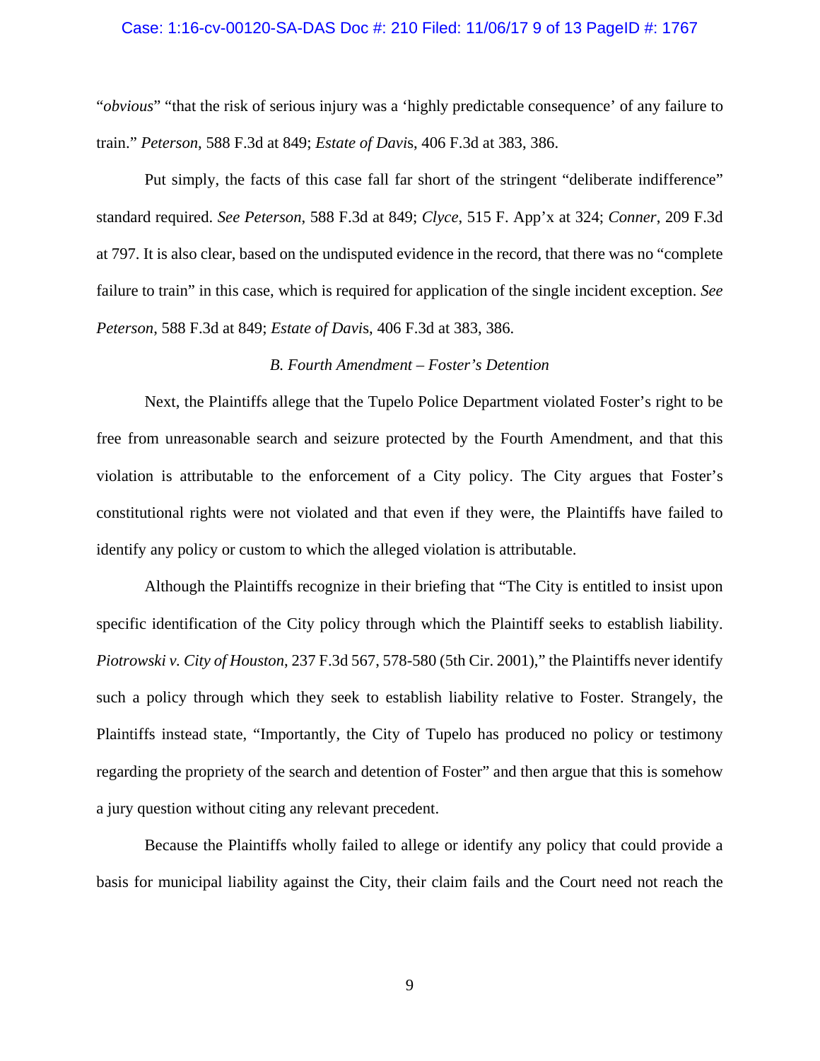"*obvious*" "that the risk of serious injury was a 'highly predictable consequence' of any failure to train." *Peterson*, 588 F.3d at 849; *Estate of Davis*, 406 F.3d at 383, 386.

Put simply, the facts of this case fall far short of the stringent "deliberate indifference" standard required. *See Peterson*, 588 F.3d at 849; *Clyce*, 515 F. App'x at 324; *Conner*, 209 F.3d at 797. It is also clear, based on the undisputed evidence in the record, that there was no "complete failure to train" in this case, which is required for application of the single incident exception. *See Peterson*, 588 F.3d at 849; *Estate of Davis*, 406 F.3d at 383, 386.

### *B. Fourth Amendment – Foster's Detention*

Next, the Plaintiffs allege that the Tupelo Police Department violated Foster's right to be free from unreasonable search and seizure protected by the Fourth Amendment, and that this violation is attributable to the enforcement of a City policy. The City argues that Foster's constitutional rights were not violated and that even if they were, the Plaintiffs have failed to identify any policy or custom to which the alleged violation is attributable.

Although the Plaintiffs recognize in their briefing that "The City is entitled to insist upon specific identification of the City policy through which the Plaintiff seeks to establish liability. *Piotrowski v. City of Houston*, 237 F.3d 567, 578-580 (5th Cir. 2001)," the Plaintiffs never identify such a policy through which they seek to establish liability relative to Foster. Strangely, the Plaintiffs instead state, "Importantly, the City of Tupelo has produced no policy or testimony regarding the propriety of the search and detention of Foster" and then argue that this is somehow a jury question without citing any relevant precedent.

Because the Plaintiffs wholly failed to allege or identify any policy that could provide a basis for municipal liability against the City, their claim fails and the Court need not reach the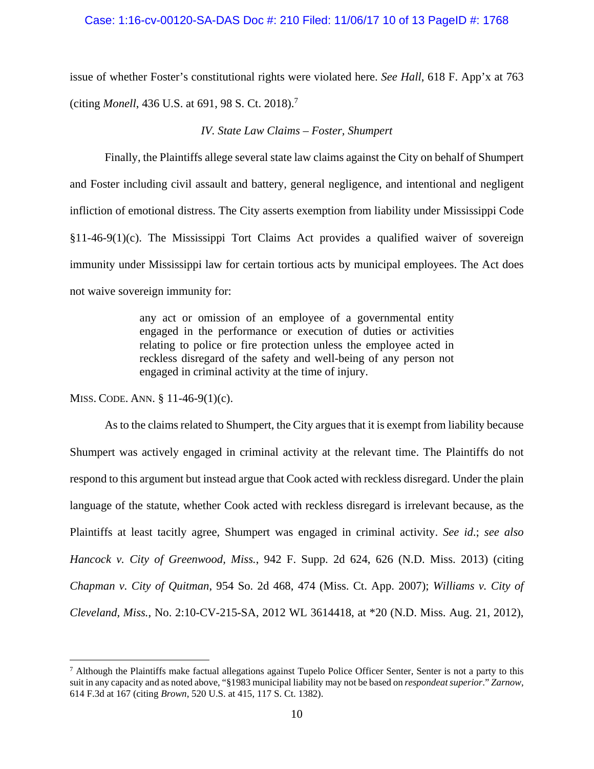issue of whether Foster's constitutional rights were violated here. *See Hall*, 618 F. App'x at 763 (citing *Monell*, 436 U.S. at 691, 98 S. Ct. 2018).[7]

*IV. State Law Claims – Foster, Shumpert*

Finally, the Plaintiffs allege several state law claims against the City on behalf of Shumpert and Foster including civil assault and battery, general negligence, and intentional and negligent infliction of emotional distress. The City asserts exemption from liability under Mississippi Code §11-46-9(1)(c). The Mississippi Tort Claims Act provides a qualified waiver of sovereign immunity under Mississippi law for certain tortious acts by municipal employees. The Act does not waive sovereign immunity for:

> any act or omission of an employee of a governmental entity engaged in the performance or execution of duties or activities relating to police or fire protection unless the employee acted in reckless disregard of the safety and well-being of any person not engaged in criminal activity at the time of injury.

MISS. CODE. ANN. § 11-46-9(1)(c).

As to the claims related to Shumpert, the City argues that it is exempt from liability because Shumpert was actively engaged in criminal activity at the relevant time. The Plaintiffs do not respond to this argument but instead argue that Cook acted with reckless disregard. Under the plain language of the statute, whether Cook acted with reckless disregard is irrelevant because, as the Plaintiffs at least tacitly agree, Shumpert was engaged in criminal activity. *See id.*; *see also Hancock v. City of Greenwood, Miss.*, 942 F. Supp. 2d 624, 626 (N.D. Miss. 2013) (citing *Chapman v. City of Quitman*, 954 So. 2d 468, 474 (Miss. Ct. App. 2007); *Williams v. City of Cleveland, Miss.*, No. 2:10-CV-215-SA, 2012 WL 3614418, at *20 (N.D. Miss. Aug. 21, 2012),

---

[7] Although the Plaintiffs make factual allegations against Tupelo Police Officer Senter, Senter is not a party to this suit in any capacity and as noted above, "§1983 municipal liability may not be based on *respondeat superior*." *Zarnow*, 614 F.3d at 167 (citing *Brown*, 520 U.S. at 415, 117 S. Ct. 1382).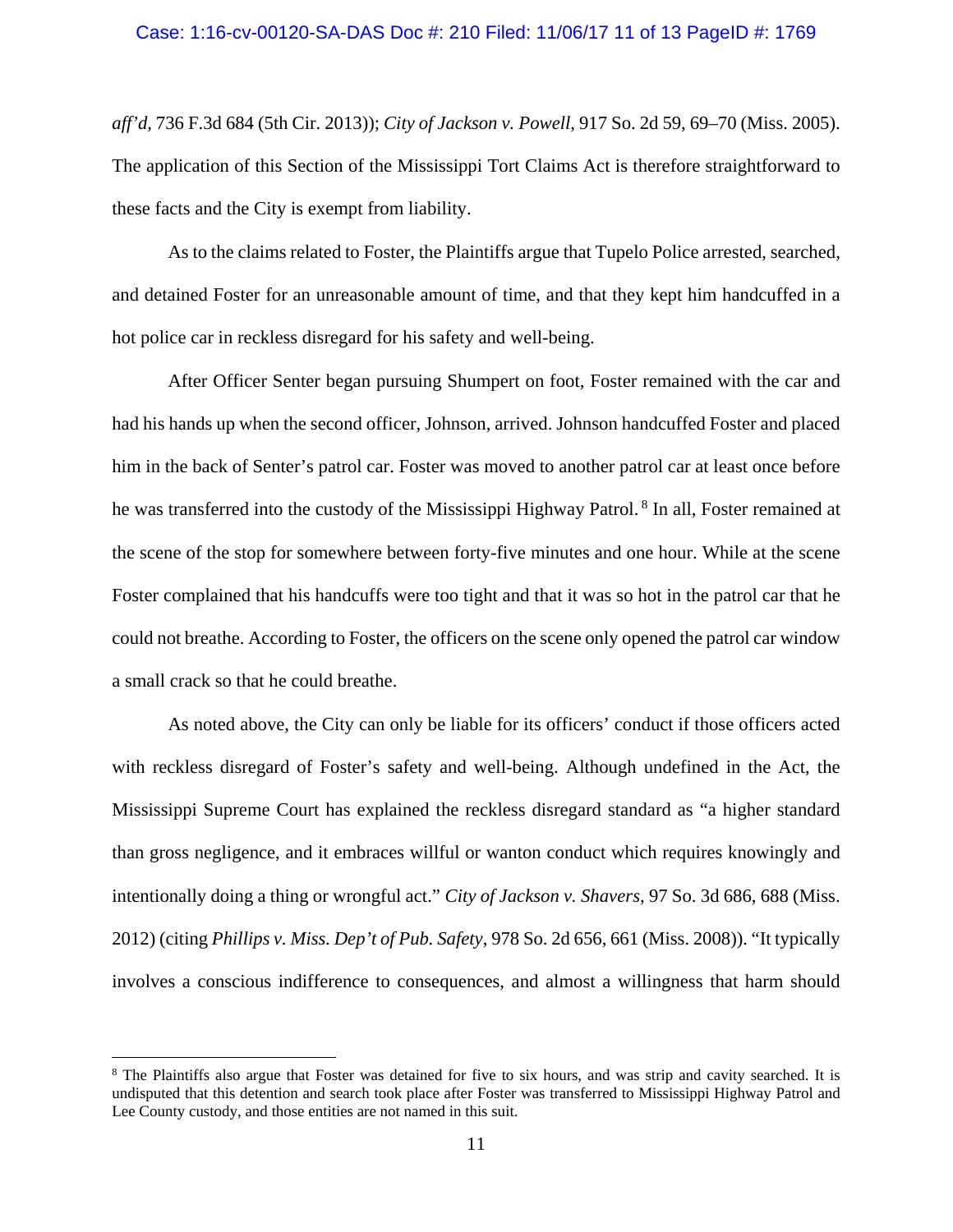*aff'd*, 736 F.3d 684 (5th Cir. 2013)); *City of Jackson v. Powell*, 917 So. 2d 59, 69–70 (Miss. 2005). The application of this Section of the Mississippi Tort Claims Act is therefore straightforward to these facts and the City is exempt from liability.

As to the claims related to Foster, the Plaintiffs argue that Tupelo Police arrested, searched, and detained Foster for an unreasonable amount of time, and that they kept him handcuffed in a hot police car in reckless disregard for his safety and well-being.

After Officer Senter began pursuing Shumpert on foot, Foster remained with the car and had his hands up when the second officer, Johnson, arrived. Johnson handcuffed Foster and placed him in the back of Senter's patrol car. Foster was moved to another patrol car at least once before he was transferred into the custody of the Mississippi Highway Patrol.[8] In all, Foster remained at the scene of the stop for somewhere between forty-five minutes and one hour. While at the scene Foster complained that his handcuffs were too tight and that it was so hot in the patrol car that he could not breathe. According to Foster, the officers on the scene only opened the patrol car window a small crack so that he could breathe.

As noted above, the City can only be liable for its officers' conduct if those officers acted with reckless disregard of Foster's safety and well-being. Although undefined in the Act, the Mississippi Supreme Court has explained the reckless disregard standard as "a higher standard than gross negligence, and it embraces willful or wanton conduct which requires knowingly and intentionally doing a thing or wrongful act." *City of Jackson v. Shavers*, 97 So. 3d 686, 688 (Miss. 2012) (citing *Phillips v. Miss. Dep't of Pub. Safety*, 978 So. 2d 656, 661 (Miss. 2008)). "It typically involves a conscious indifference to consequences, and almost a willingness that harm should

---

[8] The Plaintiffs also argue that Foster was detained for five to six hours, and was strip and cavity searched. It is undisputed that this detention and search took place after Foster was transferred to Mississippi Highway Patrol and Lee County custody, and those entities are not named in this suit.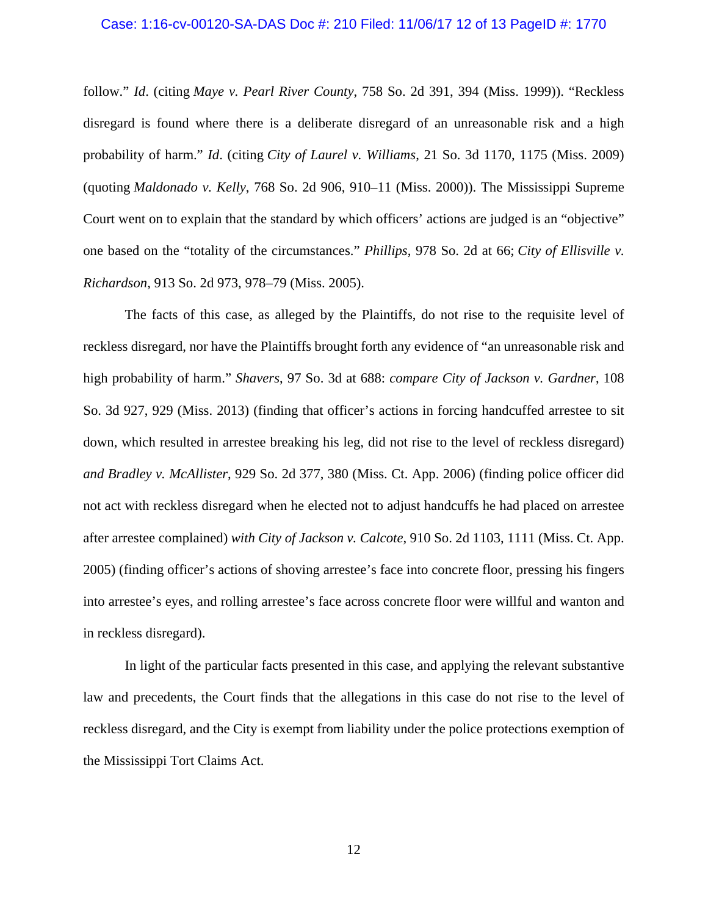follow." *Id*. (citing *Maye v. Pearl River County*, 758 So. 2d 391, 394 (Miss. 1999)). "Reckless disregard is found where there is a deliberate disregard of an unreasonable risk and a high probability of harm." *Id*. (citing *City of Laurel v. Williams*, 21 So. 3d 1170, 1175 (Miss. 2009) (quoting *Maldonado v. Kelly*, 768 So. 2d 906, 910–11 (Miss. 2000)). The Mississippi Supreme Court went on to explain that the standard by which officers' actions are judged is an "objective" one based on the "totality of the circumstances." *Phillips*, 978 So. 2d at 66; *City of Ellisville v. Richardson*, 913 So. 2d 973, 978–79 (Miss. 2005).

The facts of this case, as alleged by the Plaintiffs, do not rise to the requisite level of reckless disregard, nor have the Plaintiffs brought forth any evidence of "an unreasonable risk and high probability of harm." *Shavers*, 97 So. 3d at 688: *compare City of Jackson v. Gardner*, 108 So. 3d 927, 929 (Miss. 2013) (finding that officer's actions in forcing handcuffed arrestee to sit down, which resulted in arrestee breaking his leg, did not rise to the level of reckless disregard) *and Bradley v. McAllister*, 929 So. 2d 377, 380 (Miss. Ct. App. 2006) (finding police officer did not act with reckless disregard when he elected not to adjust handcuffs he had placed on arrestee after arrestee complained) *with City of Jackson v. Calcote*, 910 So. 2d 1103, 1111 (Miss. Ct. App. 2005) (finding officer's actions of shoving arrestee's face into concrete floor, pressing his fingers into arrestee's eyes, and rolling arrestee's face across concrete floor were willful and wanton and in reckless disregard).

In light of the particular facts presented in this case, and applying the relevant substantive law and precedents, the Court finds that the allegations in this case do not rise to the level of reckless disregard, and the City is exempt from liability under the police protections exemption of the Mississippi Tort Claims Act.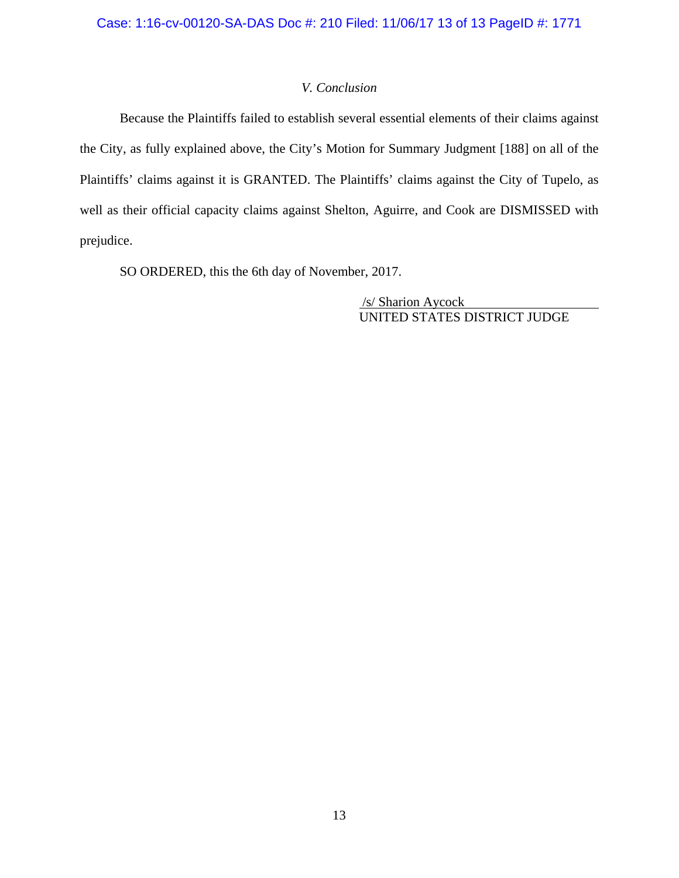### *V. Conclusion*

Because the Plaintiffs failed to establish several essential elements of their claims against the City, as fully explained above, the City's Motion for Summary Judgment [188] on all of the Plaintiffs' claims against it is GRANTED. The Plaintiffs' claims against the City of Tupelo, as well as their official capacity claims against Shelton, Aguirre, and Cook are DISMISSED with prejudice.

SO ORDERED, this the 6th day of November, 2017.

/s/ Sharion Aycock
UNITED STATES DISTRICT JUDGE